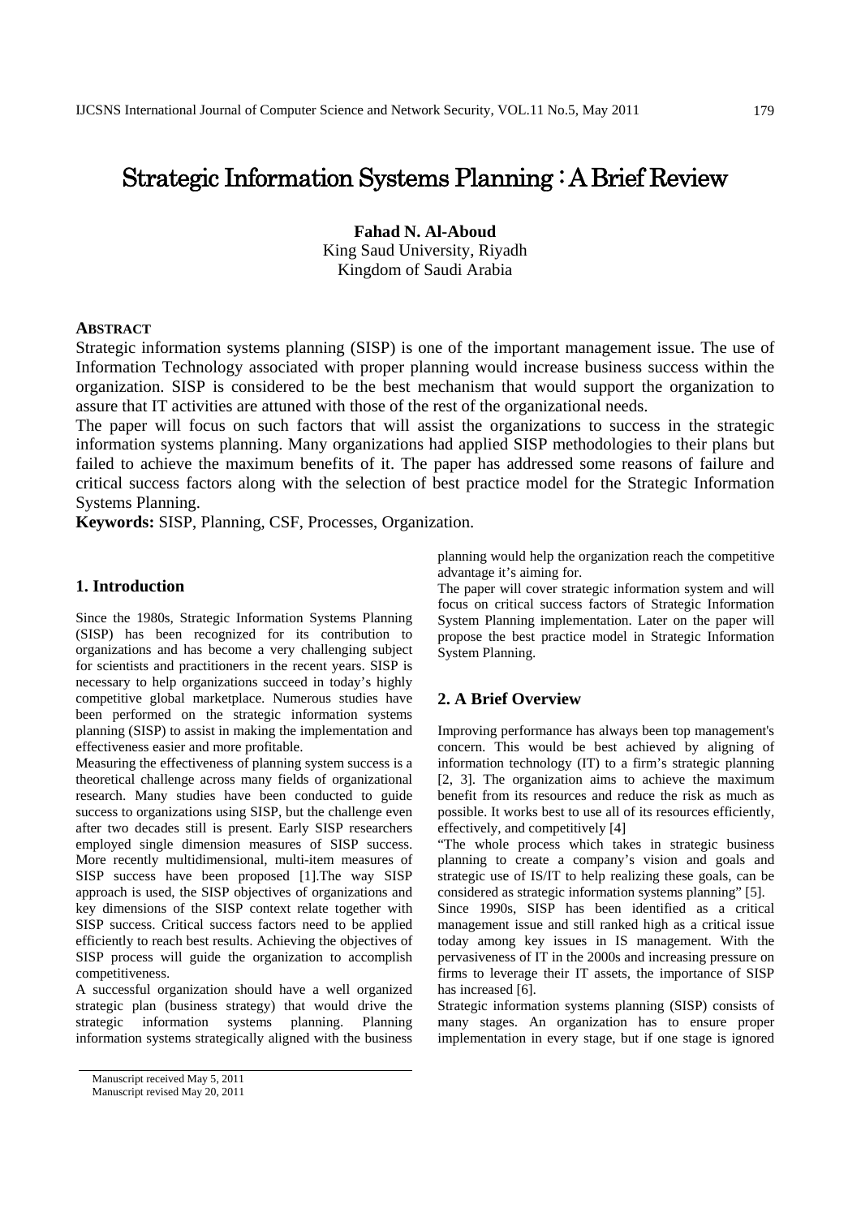# Strategic Information Systems Planning : A Brief Review

**Fahad N. Al-Aboud**
King Saud University, Riyadh
Kingdom of Saudi Arabia

**ABSTRACT**

Strategic information systems planning (SISP) is one of the important management issue. The use of Information Technology associated with proper planning would increase business success within the organization. SISP is considered to be the best mechanism that would support the organization to assure that IT activities are attuned with those of the rest of the organizational needs.

The paper will focus on such factors that will assist the organizations to success in the strategic information systems planning. Many organizations had applied SISP methodologies to their plans but failed to achieve the maximum benefits of it. The paper has addressed some reasons of failure and critical success factors along with the selection of best practice model for the Strategic Information Systems Planning.

**Keywords:** SISP, Planning, CSF, Processes, Organization.

## 1. Introduction

Since the 1980s, Strategic Information Systems Planning (SISP) has been recognized for its contribution to organizations and has become a very challenging subject for scientists and practitioners in the recent years. SISP is necessary to help organizations succeed in today's highly competitive global marketplace. Numerous studies have been performed on the strategic information systems planning (SISP) to assist in making the implementation and effectiveness easier and more profitable.

Measuring the effectiveness of planning system success is a theoretical challenge across many fields of organizational research. Many studies have been conducted to guide success to organizations using SISP, but the challenge even after two decades still is present. Early SISP researchers employed single dimension measures of SISP success. More recently multidimensional, multi-item measures of SISP success have been proposed [1].The way SISP approach is used, the SISP objectives of organizations and key dimensions of the SISP context relate together with SISP success. Critical success factors need to be applied efficiently to reach best results. Achieving the objectives of SISP process will guide the organization to accomplish competitiveness.

A successful organization should have a well organized strategic plan (business strategy) that would drive the strategic information systems planning. Planning information systems strategically aligned with the business planning would help the organization reach the competitive advantage it's aiming for.

The paper will cover strategic information system and will focus on critical success factors of Strategic Information System Planning implementation. Later on the paper will propose the best practice model in Strategic Information System Planning.

## 2. A Brief Overview

Improving performance has always been top management's concern. This would be best achieved by aligning of information technology (IT) to a firm's strategic planning [2, 3]. The organization aims to achieve the maximum benefit from its resources and reduce the risk as much as possible. It works best to use all of its resources efficiently, effectively, and competitively [4]

"The whole process which takes in strategic business planning to create a company's vision and goals and strategic use of IS/IT to help realizing these goals, can be considered as strategic information systems planning" [5].

Since 1990s, SISP has been identified as a critical management issue and still ranked high as a critical issue today among key issues in IS management. With the pervasiveness of IT in the 2000s and increasing pressure on firms to leverage their IT assets, the importance of SISP has increased [6].

Strategic information systems planning (SISP) consists of many stages. An organization has to ensure proper implementation in every stage, but if one stage is ignored

Manuscript received May 5, 2011
Manuscript revised May 20, 2011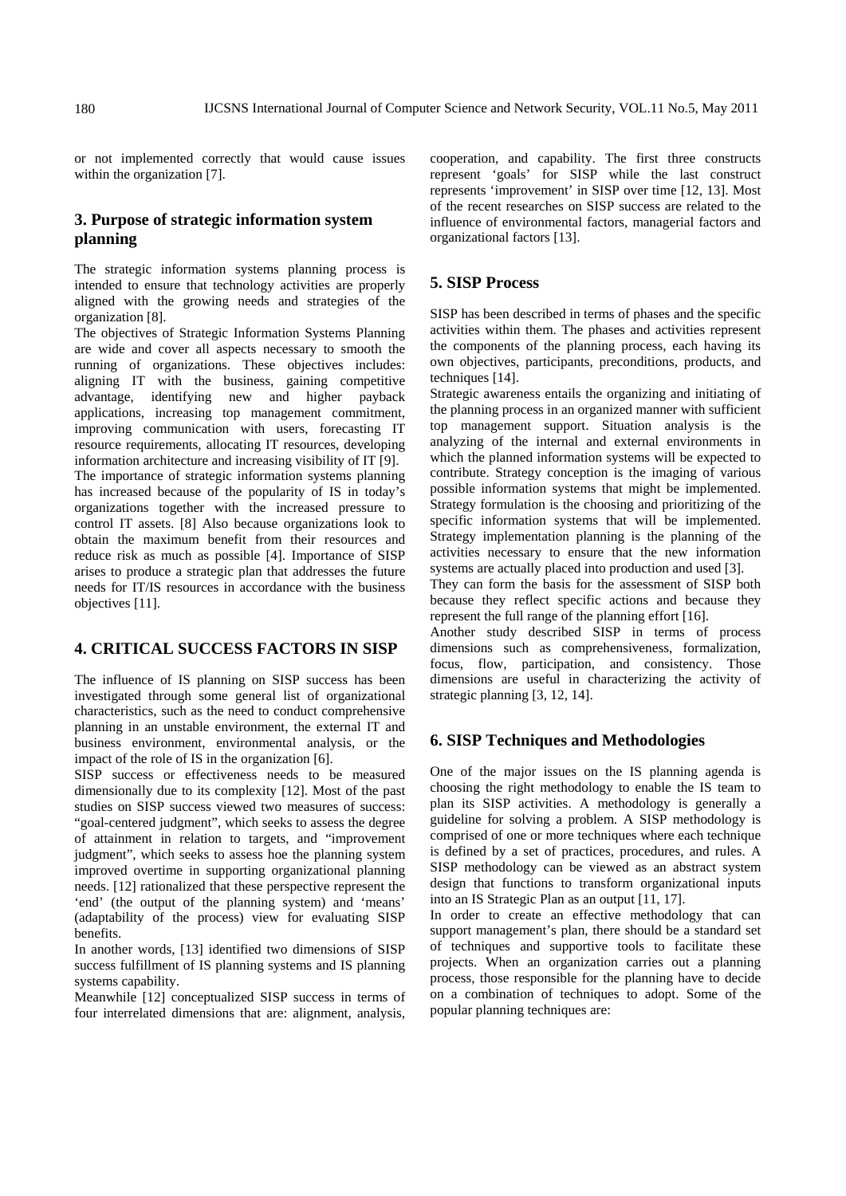or not implemented correctly that would cause issues within the organization [7].

## 3. Purpose of strategic information system planning

The strategic information systems planning process is intended to ensure that technology activities are properly aligned with the growing needs and strategies of the organization [8].

The objectives of Strategic Information Systems Planning are wide and cover all aspects necessary to smooth the running of organizations. These objectives includes: aligning IT with the business, gaining competitive advantage, identifying new and higher payback applications, increasing top management commitment, improving communication with users, forecasting IT resource requirements, allocating IT resources, developing information architecture and increasing visibility of IT [9].

The importance of strategic information systems planning has increased because of the popularity of IS in today's organizations together with the increased pressure to control IT assets. [8] Also because organizations look to obtain the maximum benefit from their resources and reduce risk as much as possible [4]. Importance of SISP arises to produce a strategic plan that addresses the future needs for IT/IS resources in accordance with the business objectives [11].

## 4. CRITICAL SUCCESS FACTORS IN SISP

The influence of IS planning on SISP success has been investigated through some general list of organizational characteristics, such as the need to conduct comprehensive planning in an unstable environment, the external IT and business environment, environmental analysis, or the impact of the role of IS in the organization [6].

SISP success or effectiveness needs to be measured dimensionally due to its complexity [12]. Most of the past studies on SISP success viewed two measures of success: "goal-centered judgment", which seeks to assess the degree of attainment in relation to targets, and "improvement judgment", which seeks to assess hoe the planning system improved overtime in supporting organizational planning needs. [12] rationalized that these perspective represent the 'end' (the output of the planning system) and 'means' (adaptability of the process) view for evaluating SISP benefits.

In another words, [13] identified two dimensions of SISP success fulfillment of IS planning systems and IS planning systems capability.

Meanwhile [12] conceptualized SISP success in terms of four interrelated dimensions that are: alignment, analysis, cooperation, and capability. The first three constructs represent 'goals' for SISP while the last construct represents 'improvement' in SISP over time [12, 13]. Most of the recent researches on SISP success are related to the influence of environmental factors, managerial factors and organizational factors [13].

## 5. SISP Process

SISP has been described in terms of phases and the specific activities within them. The phases and activities represent the components of the planning process, each having its own objectives, participants, preconditions, products, and techniques [14].

Strategic awareness entails the organizing and initiating of the planning process in an organized manner with sufficient top management support. Situation analysis is the analyzing of the internal and external environments in which the planned information systems will be expected to contribute. Strategy conception is the imaging of various possible information systems that might be implemented. Strategy formulation is the choosing and prioritizing of the specific information systems that will be implemented. Strategy implementation planning is the planning of the activities necessary to ensure that the new information systems are actually placed into production and used [3].

They can form the basis for the assessment of SISP both because they reflect specific actions and because they represent the full range of the planning effort [16].

Another study described SISP in terms of process dimensions such as comprehensiveness, formalization, focus, flow, participation, and consistency. Those dimensions are useful in characterizing the activity of strategic planning [3, 12, 14].

## 6. SISP Techniques and Methodologies

One of the major issues on the IS planning agenda is choosing the right methodology to enable the IS team to plan its SISP activities. A methodology is generally a guideline for solving a problem. A SISP methodology is comprised of one or more techniques where each technique is defined by a set of practices, procedures, and rules. A SISP methodology can be viewed as an abstract system design that functions to transform organizational inputs into an IS Strategic Plan as an output [11, 17].

In order to create an effective methodology that can support management's plan, there should be a standard set of techniques and supportive tools to facilitate these projects. When an organization carries out a planning process, those responsible for the planning have to decide on a combination of techniques to adopt. Some of the popular planning techniques are: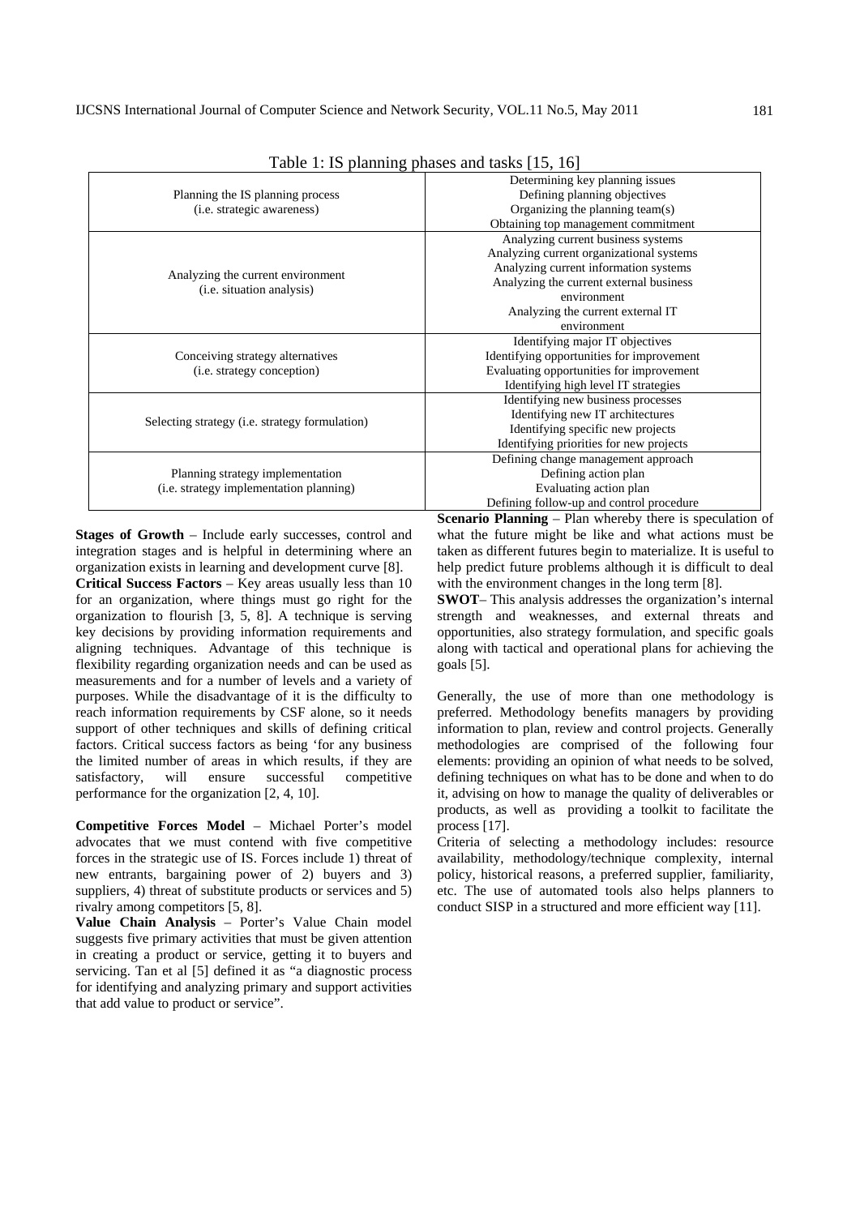Table 1: IS planning phases and tasks [15, 16]

| Phase | Tasks |
|---|---|
| Planning the IS planning process (i.e. strategic awareness) | Determining key planning issues<br>Defining planning objectives<br>Organizing the planning team(s)<br>Obtaining top management commitment |
| Analyzing the current environment (i.e. situation analysis) | Analyzing current business systems<br>Analyzing current organizational systems<br>Analyzing current information systems<br>Analyzing the current external business environment<br>Analyzing the current external IT environment |
| Conceiving strategy alternatives (i.e. strategy conception) | Identifying major IT objectives<br>Identifying opportunities for improvement<br>Evaluating opportunities for improvement<br>Identifying high level IT strategies |
| Selecting strategy (i.e. strategy formulation) | Identifying new business processes<br>Identifying new IT architectures<br>Identifying specific new projects<br>Identifying priorities for new projects |
| Planning strategy implementation (i.e. strategy implementation planning) | Defining change management approach<br>Defining action plan<br>Evaluating action plan<br>Defining follow-up and control procedure |

**Stages of Growth** – Include early successes, control and integration stages and is helpful in determining where an organization exists in learning and development curve [8].

**Critical Success Factors** – Key areas usually less than 10 for an organization, where things must go right for the organization to flourish [3, 5, 8]. A technique is serving key decisions by providing information requirements and aligning techniques. Advantage of this technique is flexibility regarding organization needs and can be used as measurements and for a number of levels and a variety of purposes. While the disadvantage of it is the difficulty to reach information requirements by CSF alone, so it needs support of other techniques and skills of defining critical factors. Critical success factors as being 'for any business the limited number of areas in which results, if they are satisfactory, will ensure successful competitive performance for the organization [2, 4, 10].

**Competitive Forces Model** – Michael Porter's model advocates that we must contend with five competitive forces in the strategic use of IS. Forces include 1) threat of new entrants, bargaining power of 2) buyers and 3) suppliers, 4) threat of substitute products or services and 5) rivalry among competitors [5, 8].

**Value Chain Analysis** – Porter's Value Chain model suggests five primary activities that must be given attention in creating a product or service, getting it to buyers and servicing. Tan et al [5] defined it as "a diagnostic process for identifying and analyzing primary and support activities that add value to product or service".

**Scenario Planning** – Plan whereby there is speculation of what the future might be like and what actions must be taken as different futures begin to materialize. It is useful to help predict future problems although it is difficult to deal with the environment changes in the long term [8].

**SWOT**– This analysis addresses the organization's internal strength and weaknesses, and external threats and opportunities, also strategy formulation, and specific goals along with tactical and operational plans for achieving the goals [5].

Generally, the use of more than one methodology is preferred. Methodology benefits managers by providing information to plan, review and control projects. Generally methodologies are comprised of the following four elements: providing an opinion of what needs to be solved, defining techniques on what has to be done and when to do it, advising on how to manage the quality of deliverables or products, as well as providing a toolkit to facilitate the process [17].

Criteria of selecting a methodology includes: resource availability, methodology/technique complexity, internal policy, historical reasons, a preferred supplier, familiarity, etc. The use of automated tools also helps planners to conduct SISP in a structured and more efficient way [11].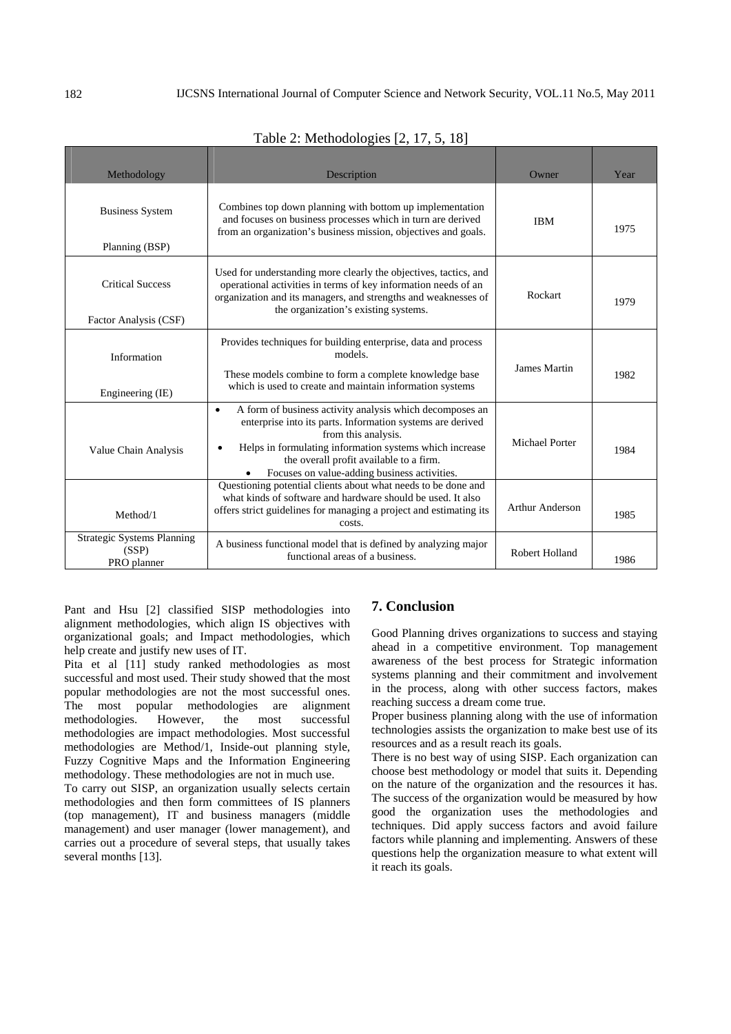Table 2: Methodologies [2, 17, 5, 18]

| Methodology | Description | Owner | Year |
|---|---|---|---|
| Business System Planning (BSP) | Combines top down planning with bottom up implementation and focuses on business processes which in turn are derived from an organization's business mission, objectives and goals. | IBM | 1975 |
| Critical Success Factor Analysis (CSF) | Used for understanding more clearly the objectives, tactics, and operational activities in terms of key information needs of an organization and its managers, and strengths and weaknesses of the organization's existing systems. | Rockart | 1979 |
| Information Engineering (IE) | Provides techniques for building enterprise, data and process models. These models combine to form a complete knowledge base which is used to create and maintain information systems | James Martin | 1982 |
| Value Chain Analysis | • A form of business activity analysis which decomposes an enterprise into its parts. Information systems are derived from this analysis. • Helps in formulating information systems which increase the overall profit available to a firm. • Focuses on value-adding business activities. | Michael Porter | 1984 |
| Method/1 | Questioning potential clients about what needs to be done and what kinds of software and hardware should be used. It also offers strict guidelines for managing a project and estimating its costs. | Arthur Anderson | 1985 |
| Strategic Systems Planning (SSP) PRO planner | A business functional model that is defined by analyzing major functional areas of a business. | Robert Holland | 1986 |

Pant and Hsu [2] classified SISP methodologies into alignment methodologies, which align IS objectives with organizational goals; and Impact methodologies, which help create and justify new uses of IT.

Pita et al [11] study ranked methodologies as most successful and most used. Their study showed that the most popular methodologies are not the most successful ones. The most popular methodologies are alignment methodologies. However, the most successful methodologies are impact methodologies. Most successful methodologies are Method/1, Inside-out planning style, Fuzzy Cognitive Maps and the Information Engineering methodology. These methodologies are not in much use.

To carry out SISP, an organization usually selects certain methodologies and then form committees of IS planners (top management), IT and business managers (middle management) and user manager (lower management), and carries out a procedure of several steps, that usually takes several months [13].

## 7. Conclusion

Good Planning drives organizations to success and staying ahead in a competitive environment. Top management awareness of the best process for Strategic information systems planning and their commitment and involvement in the process, along with other success factors, makes reaching success a dream come true.

Proper business planning along with the use of information technologies assists the organization to make best use of its resources and as a result reach its goals.

There is no best way of using SISP. Each organization can choose best methodology or model that suits it. Depending on the nature of the organization and the resources it has. The success of the organization would be measured by how good the organization uses the methodologies and techniques. Did apply success factors and avoid failure factors while planning and implementing. Answers of these questions help the organization measure to what extent will it reach its goals.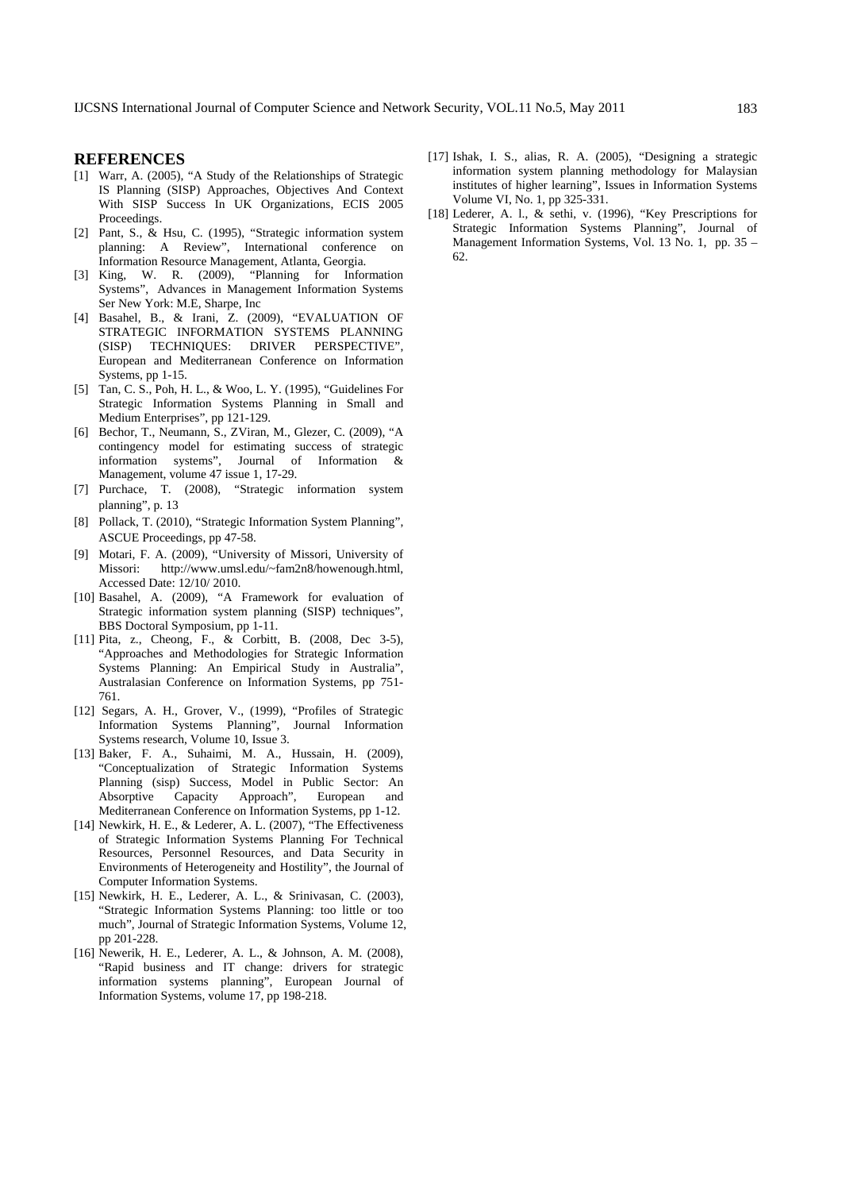## REFERENCES

[1] Warr, A. (2005), "A Study of the Relationships of Strategic IS Planning (SISP) Approaches, Objectives And Context With SISP Success In UK Organizations, ECIS 2005 Proceedings.

[2] Pant, S., & Hsu, C. (1995), "Strategic information system planning: A Review", International conference on Information Resource Management, Atlanta, Georgia.

[3] King, W. R. (2009), "Planning for Information Systems", Advances in Management Information Systems Ser New York: M.E, Sharpe, Inc

[4] Basahel, B., & Irani, Z. (2009), "EVALUATION OF STRATEGIC INFORMATION SYSTEMS PLANNING (SISP) TECHNIQUES: DRIVER PERSPECTIVE", European and Mediterranean Conference on Information Systems, pp 1-15.

[5] Tan, C. S., Poh, H. L., & Woo, L. Y. (1995), "Guidelines For Strategic Information Systems Planning in Small and Medium Enterprises", pp 121-129.

[6] Bechor, T., Neumann, S., ZViran, M., Glezer, C. (2009), "A contingency model for estimating success of strategic information systems", Journal of Information & Management, volume 47 issue 1, 17-29.

[7] Purchace, T. (2008), "Strategic information system planning", p. 13

[8] Pollack, T. (2010), "Strategic Information System Planning", ASCUE Proceedings, pp 47-58.

[9] Motari, F. A. (2009), "University of Missori, University of Missori: http://www.umsl.edu/~fam2n8/howenough.html, Accessed Date: 12/10/ 2010.

[10] Basahel, A. (2009), "A Framework for evaluation of Strategic information system planning (SISP) techniques", BBS Doctoral Symposium, pp 1-11.

[11] Pita, z., Cheong, F., & Corbitt, B. (2008, Dec 3-5), "Approaches and Methodologies for Strategic Information Systems Planning: An Empirical Study in Australia", Australasian Conference on Information Systems, pp 751-761.

[12] Segars, A. H., Grover, V., (1999), "Profiles of Strategic Information Systems Planning", Journal Information Systems research, Volume 10, Issue 3.

[13] Baker, F. A., Suhaimi, M. A., Hussain, H. (2009), "Conceptualization of Strategic Information Systems Planning (sisp) Success, Model in Public Sector: An Absorptive Capacity Approach", European and Mediterranean Conference on Information Systems, pp 1-12.

[14] Newkirk, H. E., & Lederer, A. L. (2007), "The Effectiveness of Strategic Information Systems Planning For Technical Resources, Personnel Resources, and Data Security in Environments of Heterogeneity and Hostility", the Journal of Computer Information Systems.

[15] Newkirk, H. E., Lederer, A. L., & Srinivasan, C. (2003), "Strategic Information Systems Planning: too little or too much", Journal of Strategic Information Systems, Volume 12, pp 201-228.

[16] Newerik, H. E., Lederer, A. L., & Johnson, A. M. (2008), "Rapid business and IT change: drivers for strategic information systems planning", European Journal of Information Systems, volume 17, pp 198-218.

[17] Ishak, I. S., alias, R. A. (2005), "Designing a strategic information system planning methodology for Malaysian institutes of higher learning", Issues in Information Systems Volume VI, No. 1, pp 325-331.

[18] Lederer, A. l., & sethi, v. (1996), "Key Prescriptions for Strategic Information Systems Planning", Journal of Management Information Systems, Vol. 13 No. 1, pp. 35 – 62.